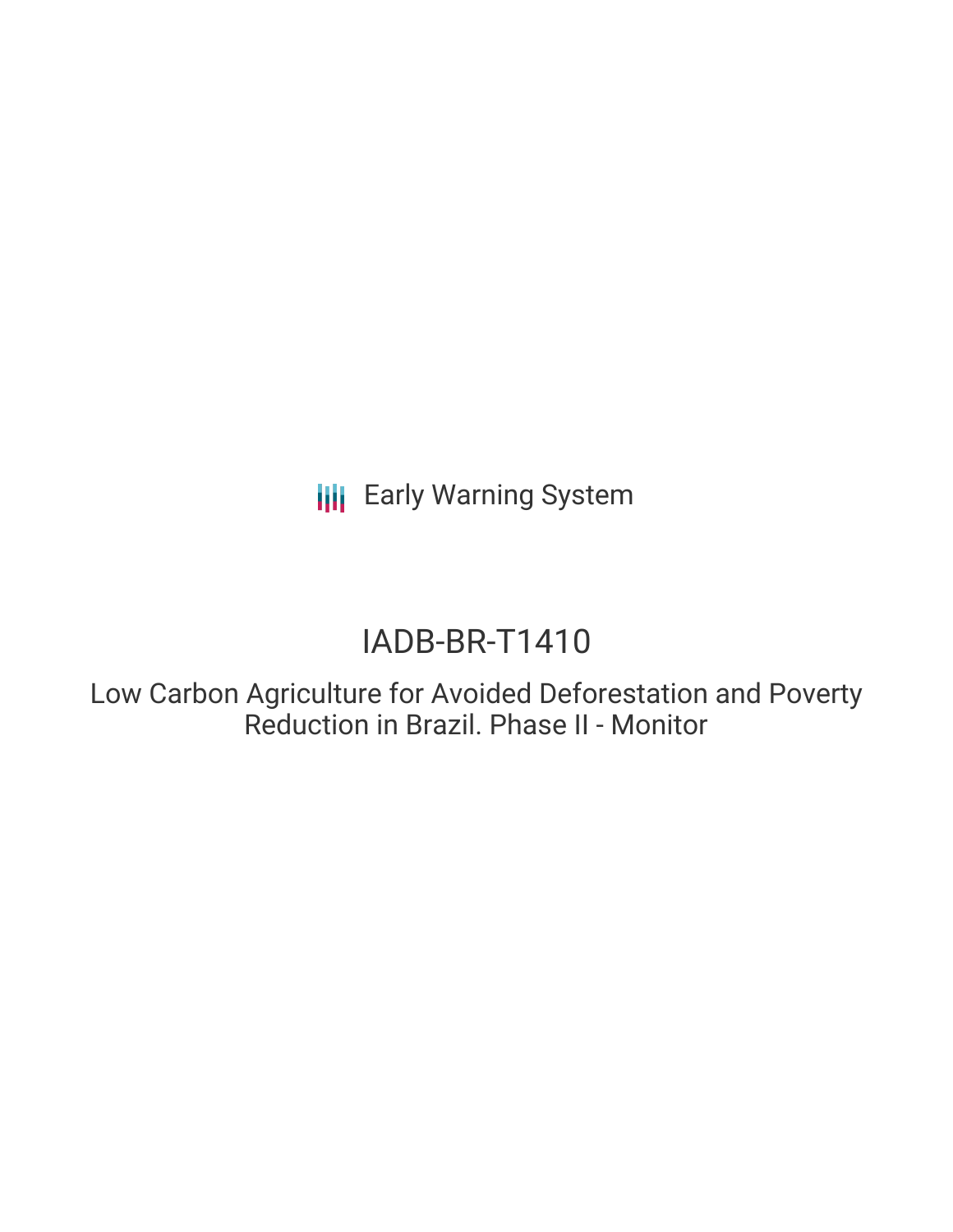Early Warning System

# IADB-BR-T1410

## Low Carbon Agriculture for Avoided Deforestation and Poverty Reduction in Brazil. Phase II - Monitor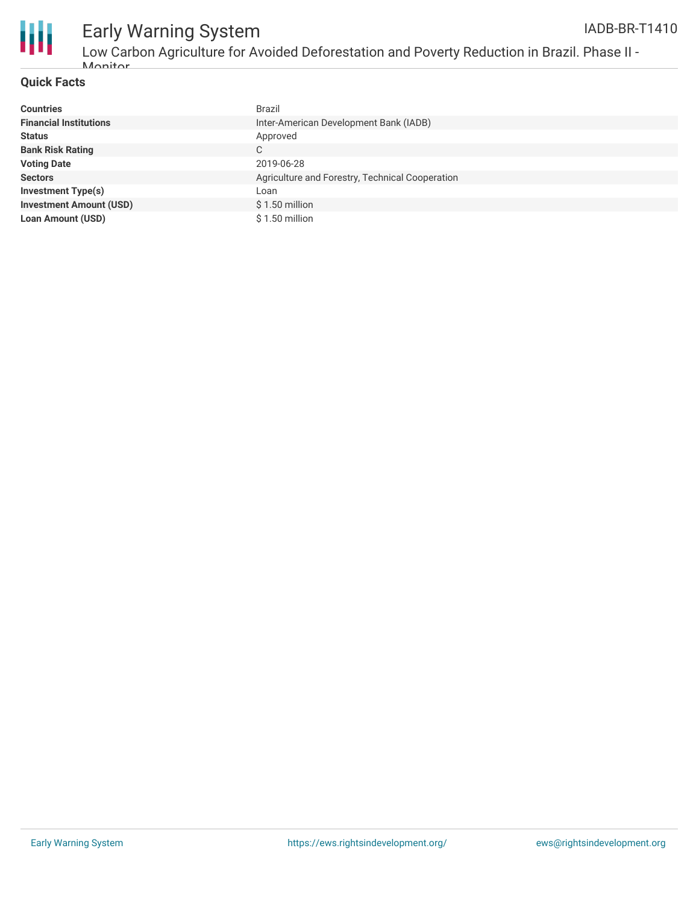## Quick Facts

| | |
|---|---|
| **Countries** | Brazil |
| **Financial Institutions** | Inter-American Development Bank (IADB) |
| **Status** | Approved |
| **Bank Risk Rating** | C |
| **Voting Date** | 2019-06-28 |
| **Sectors** | Agriculture and Forestry, Technical Cooperation |
| **Investment Type(s)** | Loan |
| **Investment Amount (USD)** | $ 1.50 million |
| **Loan Amount (USD)** | $ 1.50 million |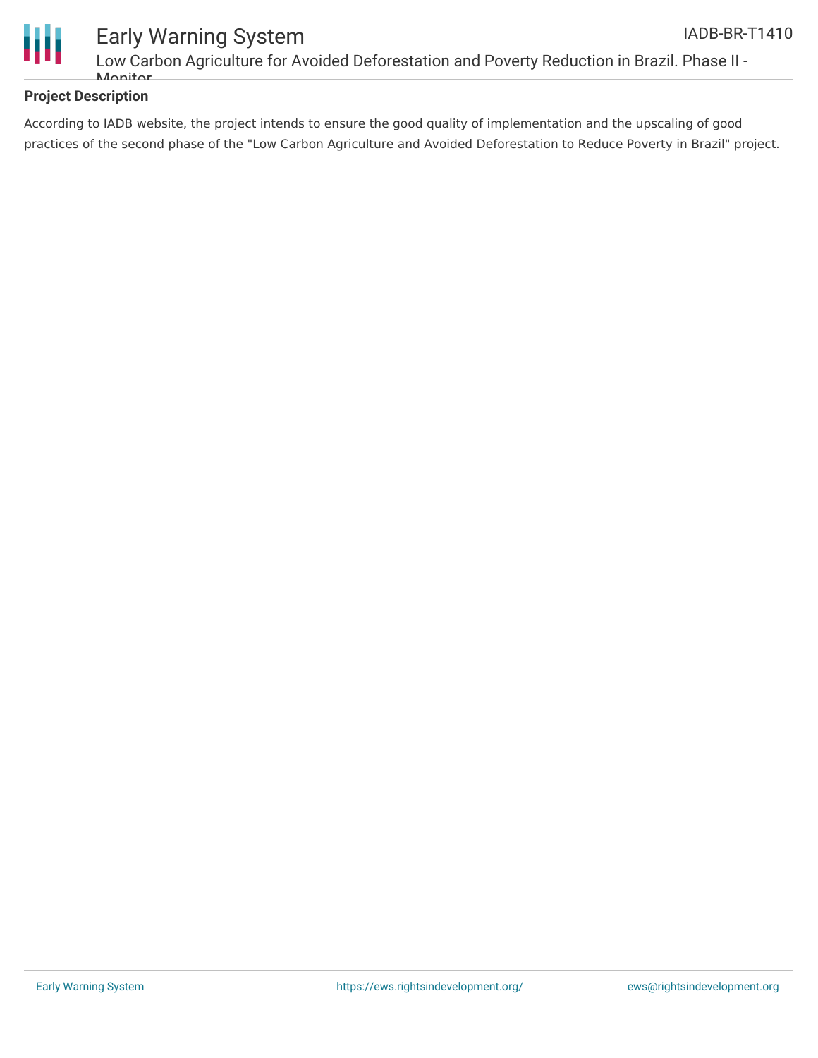**Project Description**

According to IADB website, the project intends to ensure the good quality of implementation and the upscaling of good practices of the second phase of the "Low Carbon Agriculture and Avoided Deforestation to Reduce Poverty in Brazil" project.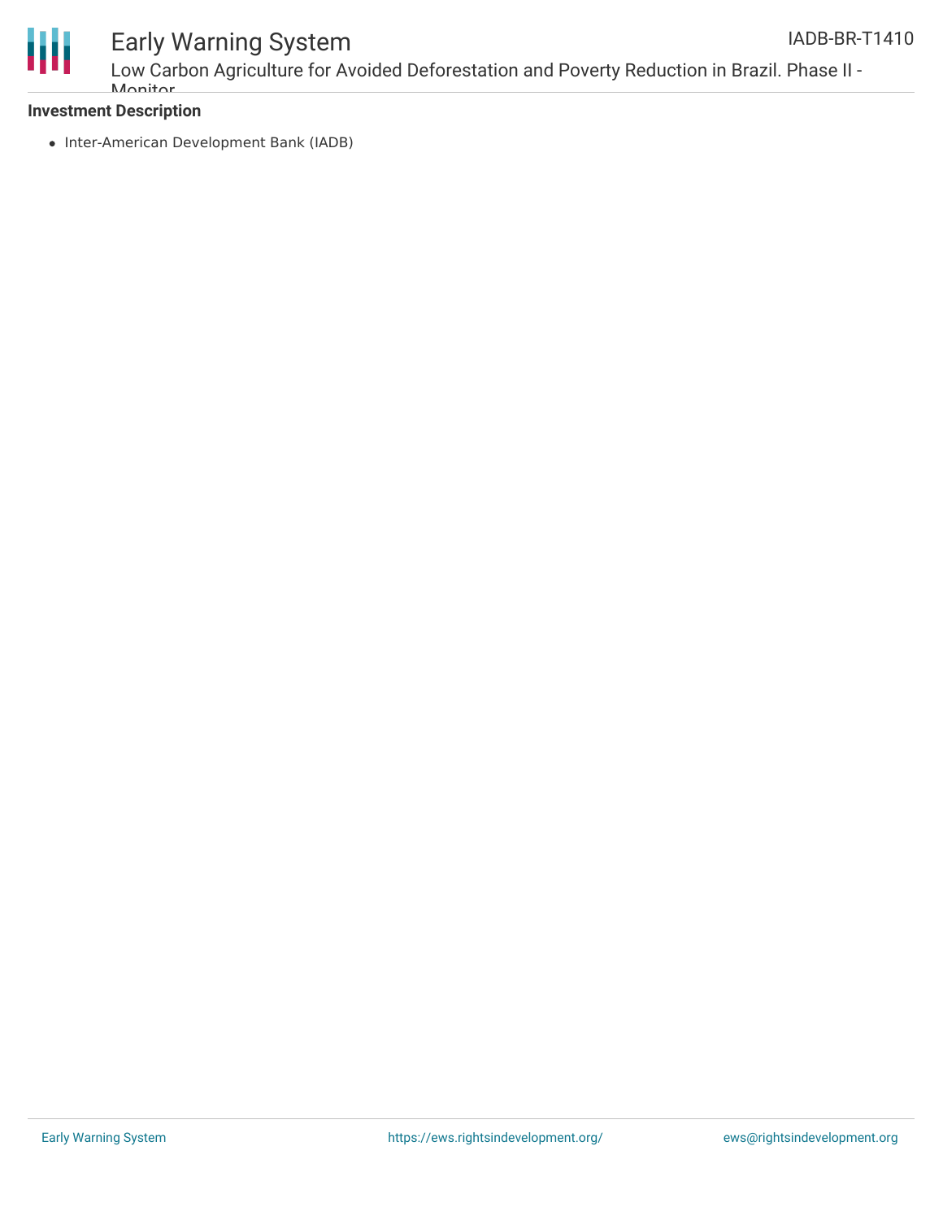**Investment Description**

- Inter-American Development Bank (IADB)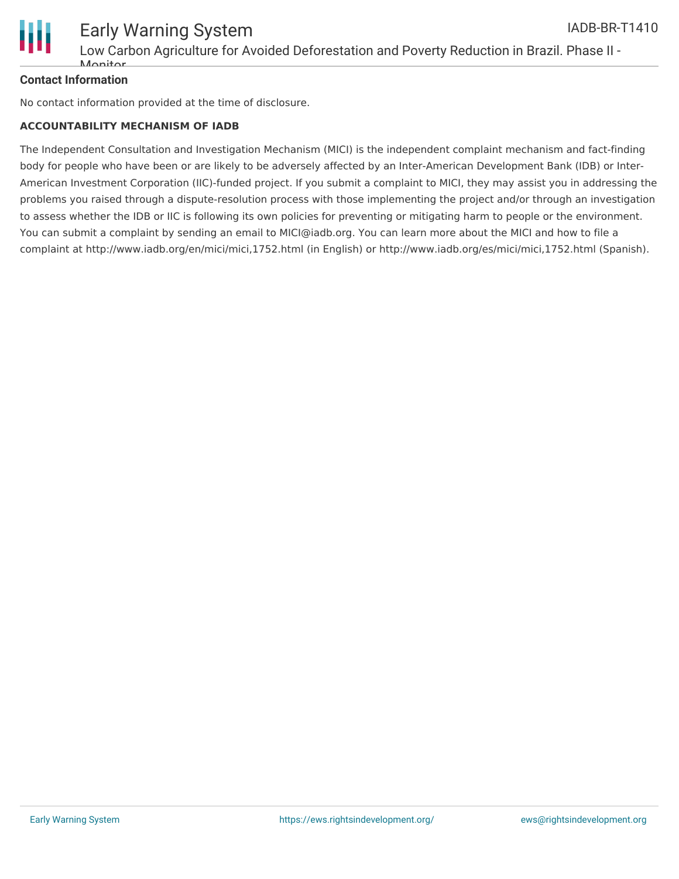### Contact Information

No contact information provided at the time of disclosure.

**ACCOUNTABILITY MECHANISM OF IADB**

The Independent Consultation and Investigation Mechanism (MICI) is the independent complaint mechanism and fact-finding body for people who have been or are likely to be adversely affected by an Inter-American Development Bank (IDB) or Inter-American Investment Corporation (IIC)-funded project. If you submit a complaint to MICI, they may assist you in addressing the problems you raised through a dispute-resolution process with those implementing the project and/or through an investigation to assess whether the IDB or IIC is following its own policies for preventing or mitigating harm to people or the environment. You can submit a complaint by sending an email to MICI@iadb.org. You can learn more about the MICI and how to file a complaint at http://www.iadb.org/en/mici/mici,1752.html (in English) or http://www.iadb.org/es/mici/mici,1752.html (Spanish).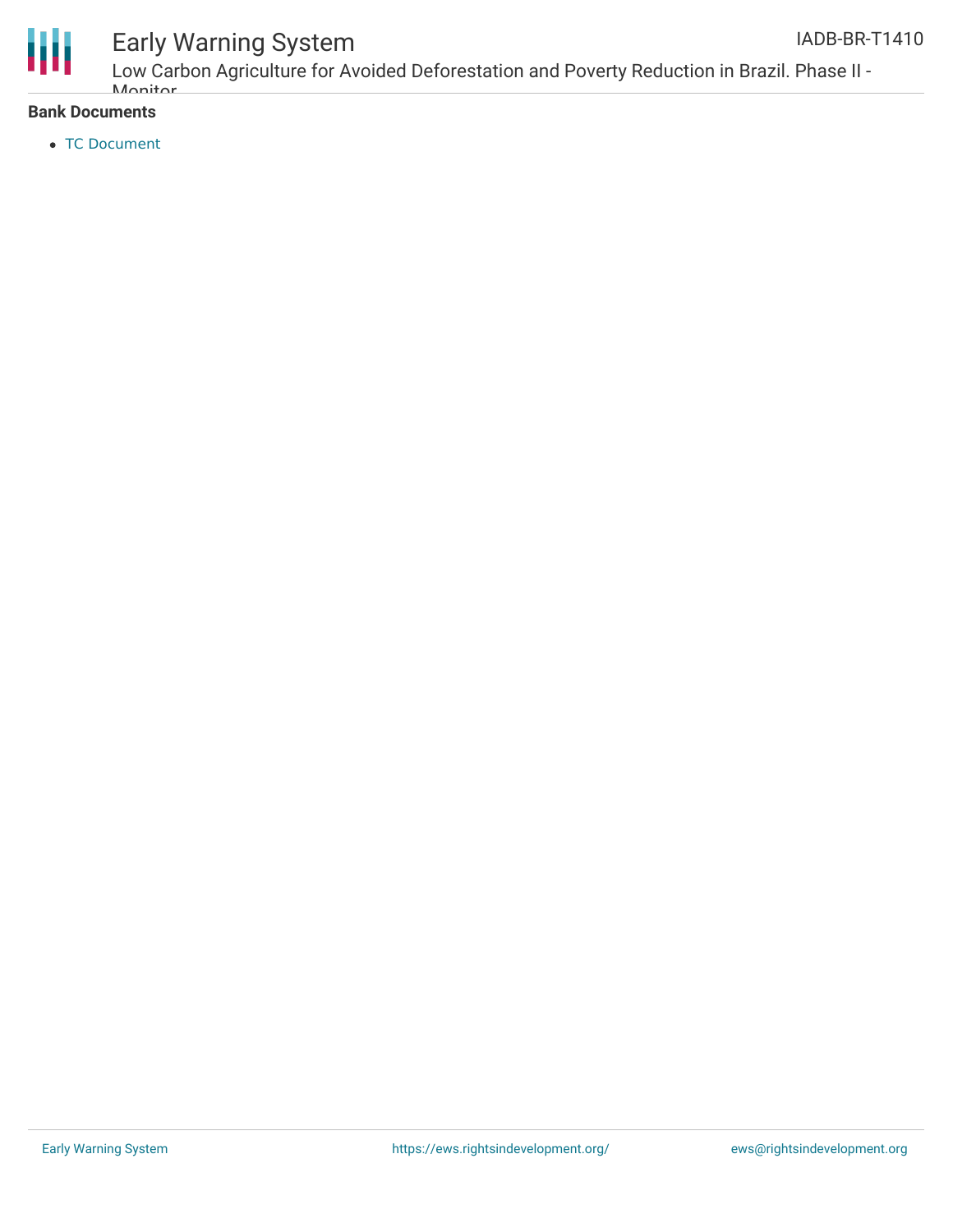**Bank Documents**

- TC Document